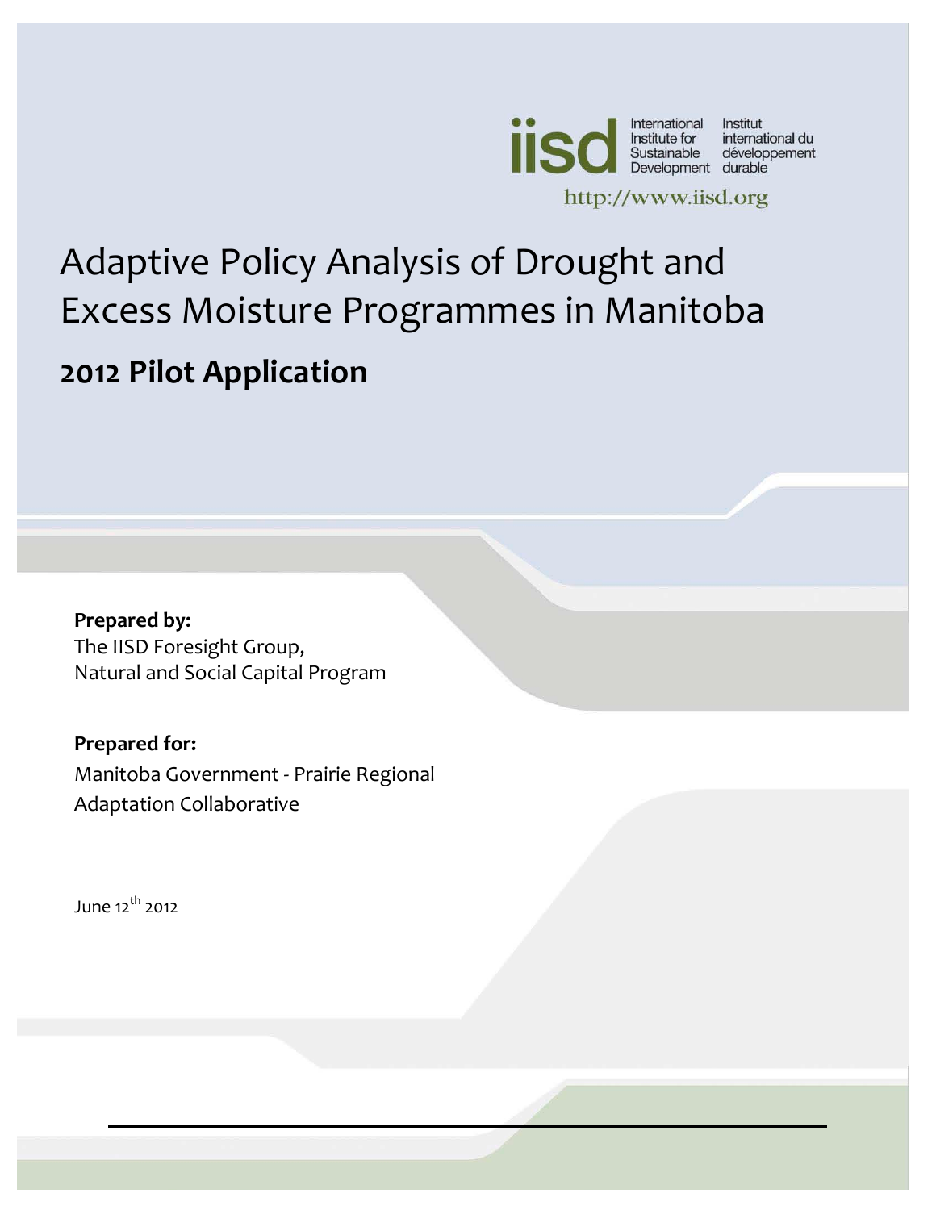International Institute for Sustainable Development | Institut international du développement durable

http://www.iisd.org

# Adaptive Policy Analysis of Drought and Excess Moisture Programmes in Manitoba

## 2012 Pilot Application

**Prepared by:**
The IISD Foresight Group,
Natural and Social Capital Program

**Prepared for:**
Manitoba Government - Prairie Regional Adaptation Collaborative

June 12th 2012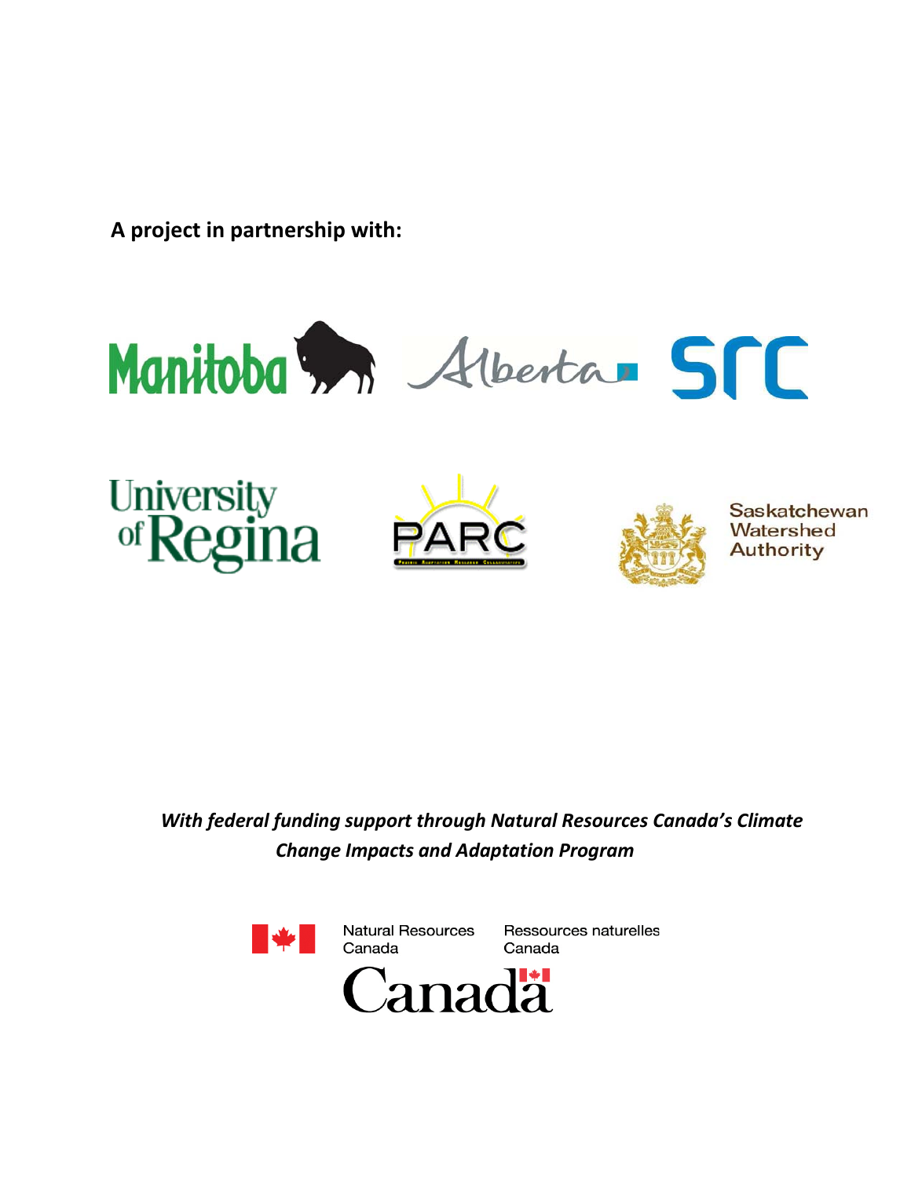**A project in partnership with:**

Manitoba

Alberta

SRC

University of Regina

PARC

Saskatchewan Watershed Authority

*With federal funding support through Natural Resources Canada's Climate Change Impacts and Adaptation Program*

Natural Resources Canada

Ressources naturelles Canada

Canada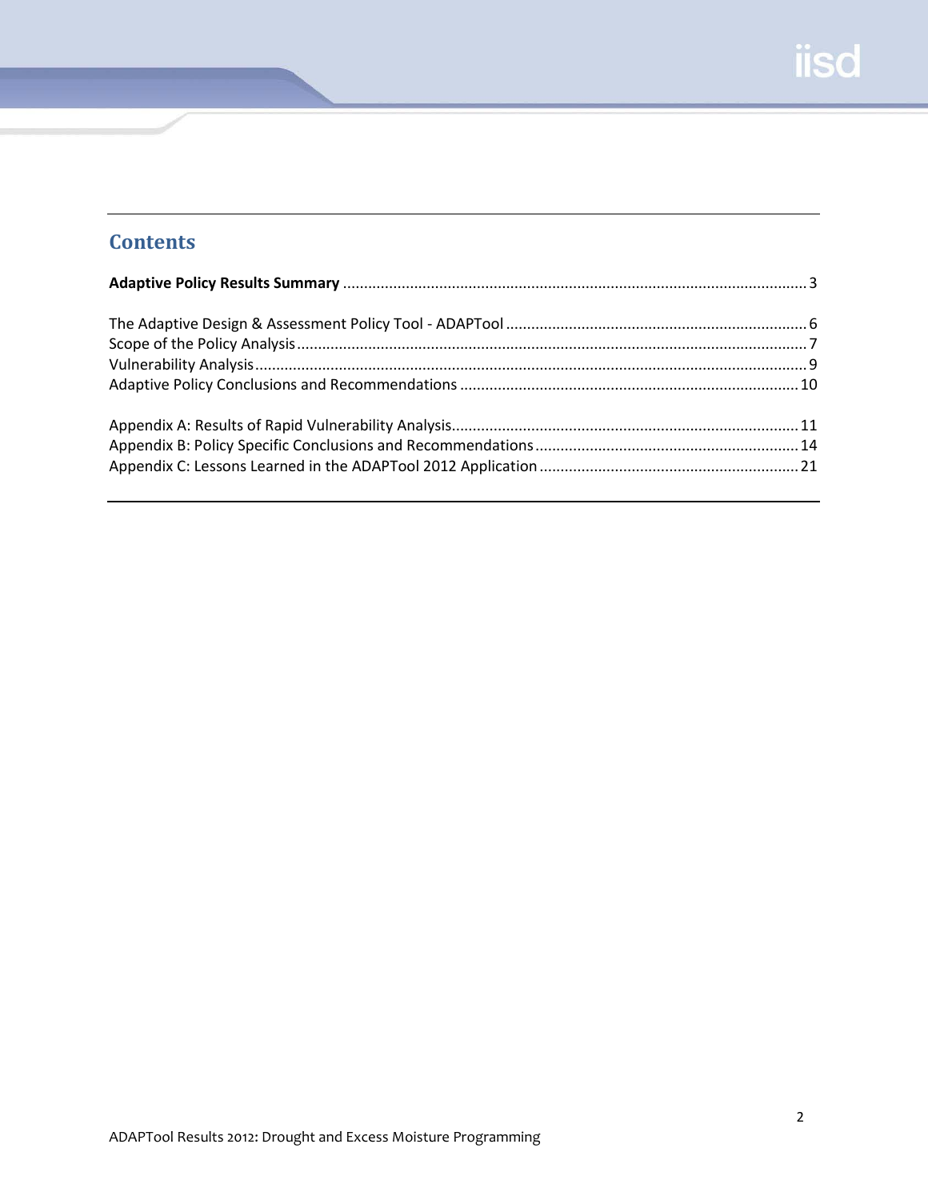## Contents

**Adaptive Policy Results Summary** ........................................................................................................ 3

The Adaptive Design & Assessment Policy Tool - ADAPTool ........................................................................ 6
Scope of the Policy Analysis ......................................................................................................................... 7
Vulnerability Analysis ................................................................................................................................... 9
Adaptive Policy Conclusions and Recommendations ................................................................................ 10

Appendix A: Results of Rapid Vulnerability Analysis.................................................................................. 11
Appendix B: Policy Specific Conclusions and Recommendations ............................................................... 14
Appendix C: Lessons Learned in the ADAPTool 2012 Application .............................................................. 21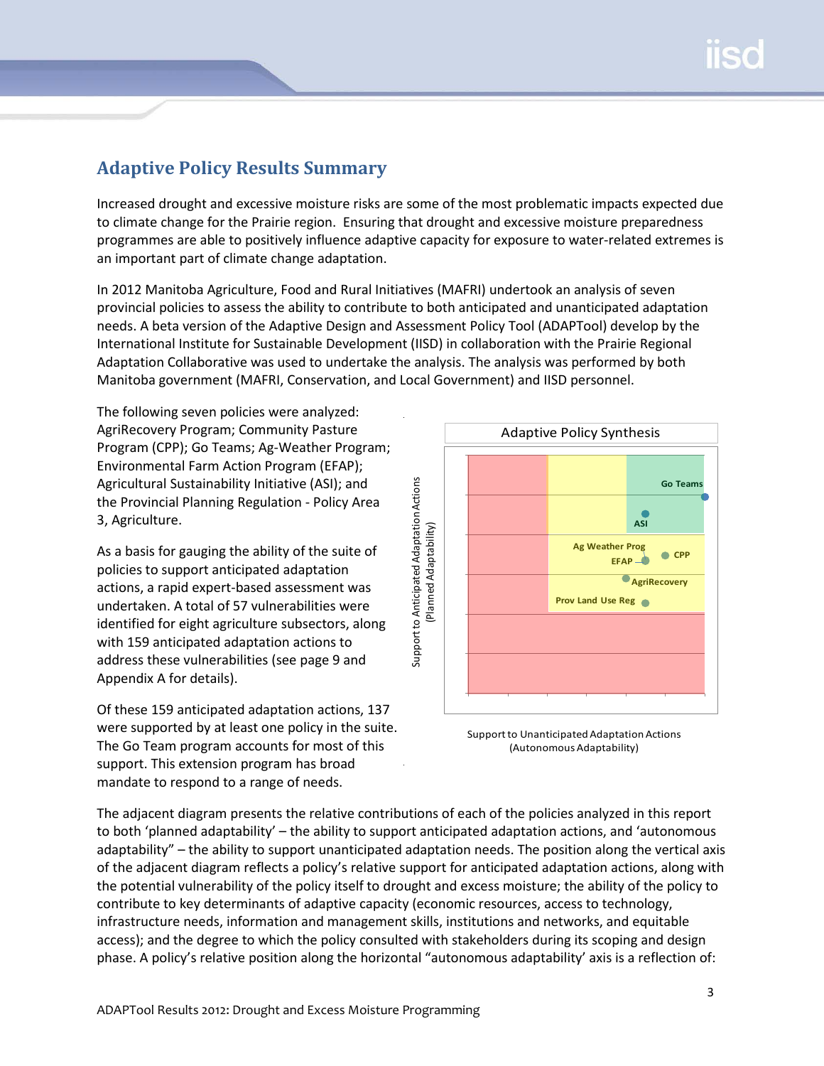## Adaptive Policy Results Summary

Increased drought and excessive moisture risks are some of the most problematic impacts expected due to climate change for the Prairie region. Ensuring that drought and excessive moisture preparedness programmes are able to positively influence adaptive capacity for exposure to water-related extremes is an important part of climate change adaptation.

In 2012 Manitoba Agriculture, Food and Rural Initiatives (MAFRI) undertook an analysis of seven provincial policies to assess the ability to contribute to both anticipated and unanticipated adaptation needs. A beta version of the Adaptive Design and Assessment Policy Tool (ADAPTool) develop by the International Institute for Sustainable Development (IISD) in collaboration with the Prairie Regional Adaptation Collaborative was used to undertake the analysis. The analysis was performed by both Manitoba government (MAFRI, Conservation, and Local Government) and IISD personnel.

The following seven policies were analyzed: AgriRecovery Program; Community Pasture Program (CPP); Go Teams; Ag-Weather Program; Environmental Farm Action Program (EFAP); Agricultural Sustainability Initiative (ASI); and the Provincial Planning Regulation - Policy Area 3, Agriculture.

As a basis for gauging the ability of the suite of policies to support anticipated adaptation actions, a rapid expert-based assessment was undertaken. A total of 57 vulnerabilities were identified for eight agriculture subsectors, along with 159 anticipated adaptation actions to address these vulnerabilities (see page 9 and Appendix A for details).

Of these 159 anticipated adaptation actions, 137 were supported by at least one policy in the suite. The Go Team program accounts for most of this support. This extension program has broad mandate to respond to a range of needs.

Adaptive Policy Synthesis

Support to Anticipated Adaptation Actions (Planned Adaptability)

Go Teams, ASI, Ag Weather Prog, CPP, EFAP, AgriRecovery, Prov Land Use Reg

Support to Unanticipated Adaptation Actions (Autonomous Adaptability)

The adjacent diagram presents the relative contributions of each of the policies analyzed in this report to both 'planned adaptability' – the ability to support anticipated adaptation actions, and 'autonomous adaptability" – the ability to support unanticipated adaptation needs. The position along the vertical axis of the adjacent diagram reflects a policy's relative support for anticipated adaptation actions, along with the potential vulnerability of the policy itself to drought and excess moisture; the ability of the policy to contribute to key determinants of adaptive capacity (economic resources, access to technology, infrastructure needs, information and management skills, institutions and networks, and equitable access); and the degree to which the policy consulted with stakeholders during its scoping and design phase. A policy's relative position along the horizontal "autonomous adaptability' axis is a reflection of: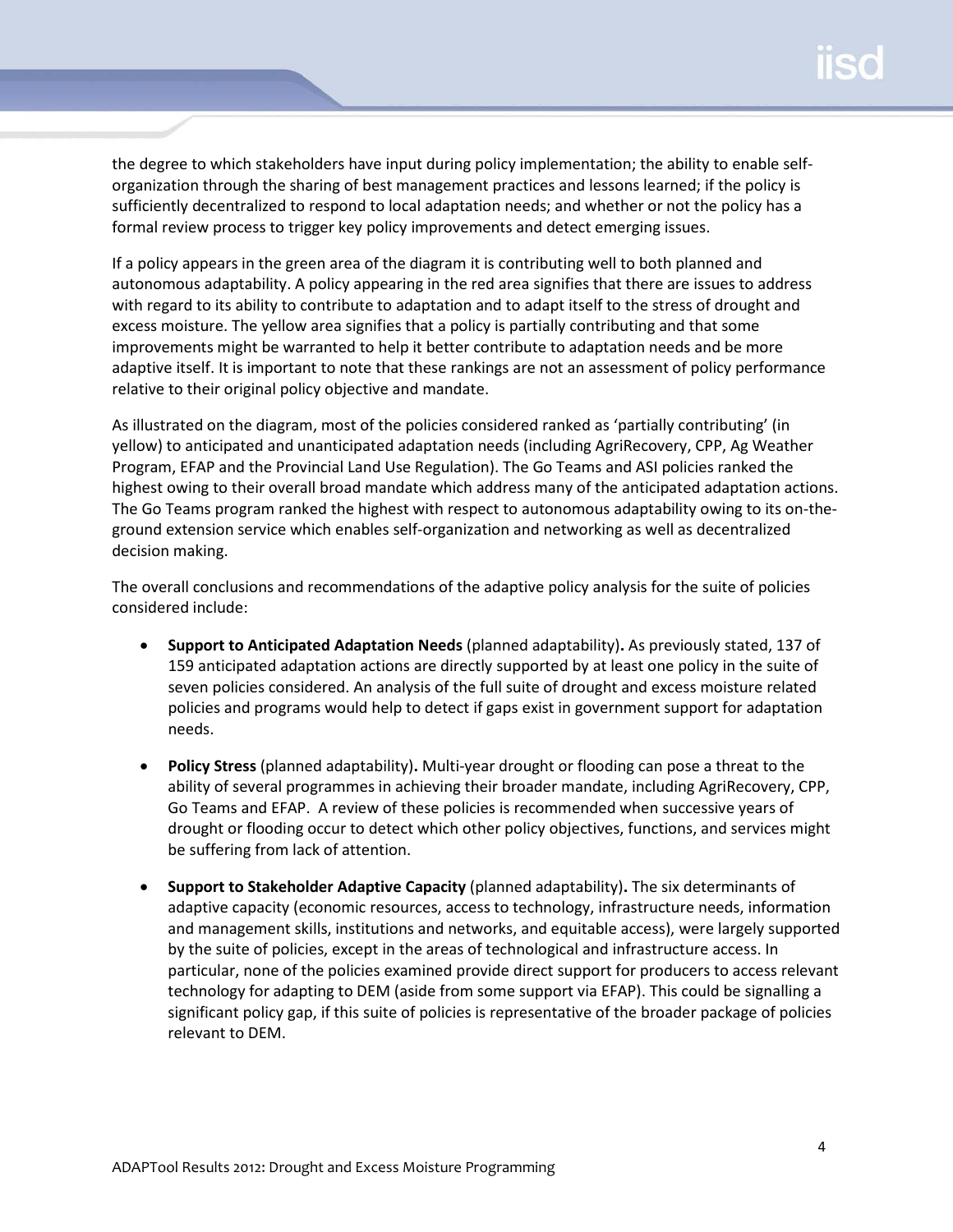the degree to which stakeholders have input during policy implementation; the ability to enable self-organization through the sharing of best management practices and lessons learned; if the policy is sufficiently decentralized to respond to local adaptation needs; and whether or not the policy has a formal review process to trigger key policy improvements and detect emerging issues.

If a policy appears in the green area of the diagram it is contributing well to both planned and autonomous adaptability. A policy appearing in the red area signifies that there are issues to address with regard to its ability to contribute to adaptation and to adapt itself to the stress of drought and excess moisture. The yellow area signifies that a policy is partially contributing and that some improvements might be warranted to help it better contribute to adaptation needs and be more adaptive itself. It is important to note that these rankings are not an assessment of policy performance relative to their original policy objective and mandate.

As illustrated on the diagram, most of the policies considered ranked as 'partially contributing' (in yellow) to anticipated and unanticipated adaptation needs (including AgriRecovery, CPP, Ag Weather Program, EFAP and the Provincial Land Use Regulation). The Go Teams and ASI policies ranked the highest owing to their overall broad mandate which address many of the anticipated adaptation actions. The Go Teams program ranked the highest with respect to autonomous adaptability owing to its on-the-ground extension service which enables self-organization and networking as well as decentralized decision making.

The overall conclusions and recommendations of the adaptive policy analysis for the suite of policies considered include:

- **Support to Anticipated Adaptation Needs** (planned adaptability)**.** As previously stated, 137 of 159 anticipated adaptation actions are directly supported by at least one policy in the suite of seven policies considered. An analysis of the full suite of drought and excess moisture related policies and programs would help to detect if gaps exist in government support for adaptation needs.

- **Policy Stress** (planned adaptability)**.** Multi-year drought or flooding can pose a threat to the ability of several programmes in achieving their broader mandate, including AgriRecovery, CPP, Go Teams and EFAP. A review of these policies is recommended when successive years of drought or flooding occur to detect which other policy objectives, functions, and services might be suffering from lack of attention.

- **Support to Stakeholder Adaptive Capacity** (planned adaptability)**.** The six determinants of adaptive capacity (economic resources, access to technology, infrastructure needs, information and management skills, institutions and networks, and equitable access), were largely supported by the suite of policies, except in the areas of technological and infrastructure access. In particular, none of the policies examined provide direct support for producers to access relevant technology for adapting to DEM (aside from some support via EFAP). This could be signalling a significant policy gap, if this suite of policies is representative of the broader package of policies relevant to DEM.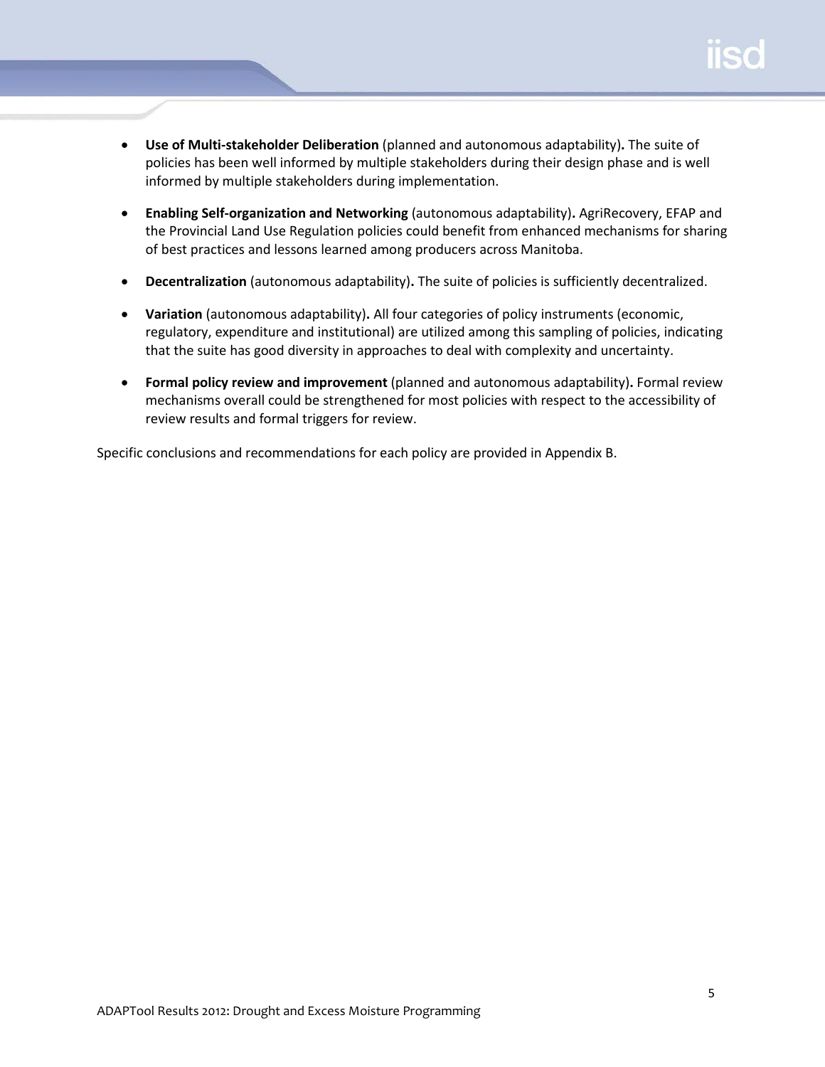- **Use of Multi-stakeholder Deliberation** (planned and autonomous adaptability)**.** The suite of policies has been well informed by multiple stakeholders during their design phase and is well informed by multiple stakeholders during implementation.

- **Enabling Self-organization and Networking** (autonomous adaptability)**.** AgriRecovery, EFAP and the Provincial Land Use Regulation policies could benefit from enhanced mechanisms for sharing of best practices and lessons learned among producers across Manitoba.

- **Decentralization** (autonomous adaptability)**.** The suite of policies is sufficiently decentralized.

- **Variation** (autonomous adaptability)**.** All four categories of policy instruments (economic, regulatory, expenditure and institutional) are utilized among this sampling of policies, indicating that the suite has good diversity in approaches to deal with complexity and uncertainty.

- **Formal policy review and improvement** (planned and autonomous adaptability)**.** Formal review mechanisms overall could be strengthened for most policies with respect to the accessibility of review results and formal triggers for review.

Specific conclusions and recommendations for each policy are provided in Appendix B.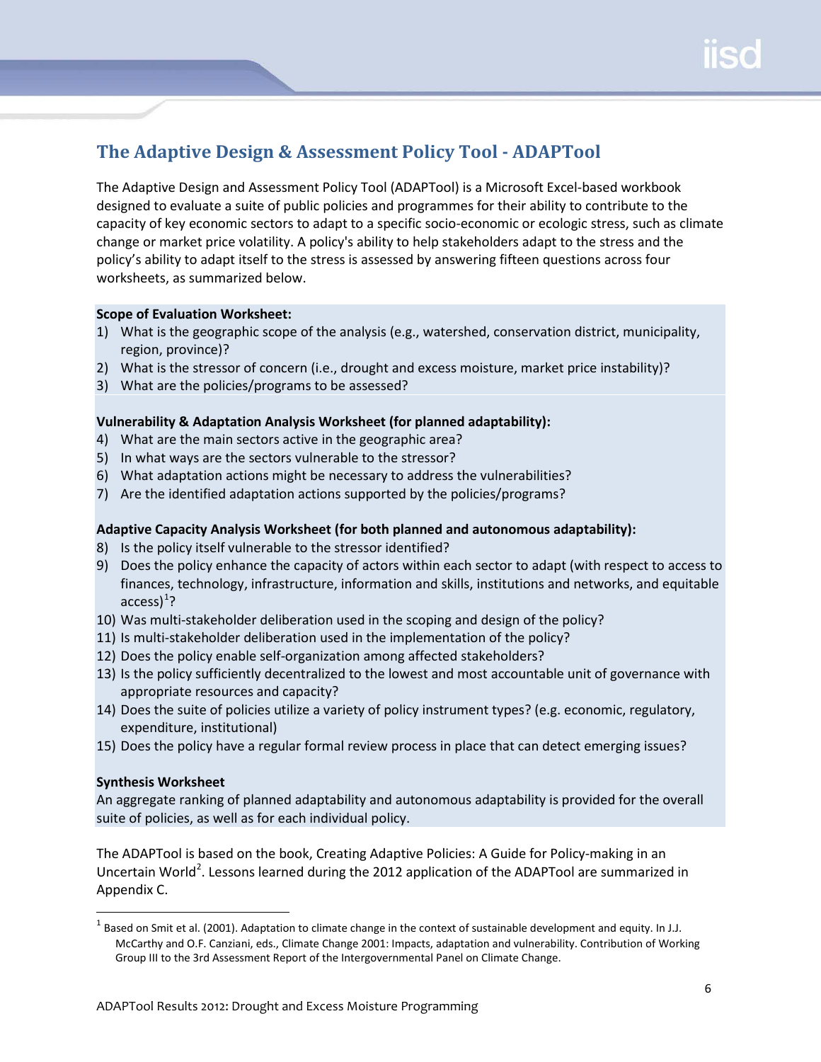## The Adaptive Design & Assessment Policy Tool - ADAPTool

The Adaptive Design and Assessment Policy Tool (ADAPTool) is a Microsoft Excel-based workbook designed to evaluate a suite of public policies and programmes for their ability to contribute to the capacity of key economic sectors to adapt to a specific socio-economic or ecologic stress, such as climate change or market price volatility. A policy's ability to help stakeholders adapt to the stress and the policy's ability to adapt itself to the stress is assessed by answering fifteen questions across four worksheets, as summarized below.

**Scope of Evaluation Worksheet:**

1) What is the geographic scope of the analysis (e.g., watershed, conservation district, municipality, region, province)?
2) What is the stressor of concern (i.e., drought and excess moisture, market price instability)?
3) What are the policies/programs to be assessed?

**Vulnerability & Adaptation Analysis Worksheet (for planned adaptability):**

4) What are the main sectors active in the geographic area?
5) In what ways are the sectors vulnerable to the stressor?
6) What adaptation actions might be necessary to address the vulnerabilities?
7) Are the identified adaptation actions supported by the policies/programs?

**Adaptive Capacity Analysis Worksheet (for both planned and autonomous adaptability):**

8) Is the policy itself vulnerable to the stressor identified?
9) Does the policy enhance the capacity of actors within each sector to adapt (with respect to access to finances, technology, infrastructure, information and skills, institutions and networks, and equitable access)[1]?
10) Was multi-stakeholder deliberation used in the scoping and design of the policy?
11) Is multi-stakeholder deliberation used in the implementation of the policy?
12) Does the policy enable self-organization among affected stakeholders?
13) Is the policy sufficiently decentralized to the lowest and most accountable unit of governance with appropriate resources and capacity?
14) Does the suite of policies utilize a variety of policy instrument types? (e.g. economic, regulatory, expenditure, institutional)
15) Does the policy have a regular formal review process in place that can detect emerging issues?

**Synthesis Worksheet**

An aggregate ranking of planned adaptability and autonomous adaptability is provided for the overall suite of policies, as well as for each individual policy.

The ADAPTool is based on the book, Creating Adaptive Policies: A Guide for Policy-making in an Uncertain World[2]. Lessons learned during the 2012 application of the ADAPTool are summarized in Appendix C.

---

[1] Based on Smit et al. (2001). Adaptation to climate change in the context of sustainable development and equity. In J.J. McCarthy and O.F. Canziani, eds., Climate Change 2001: Impacts, adaptation and vulnerability. Contribution of Working Group III to the 3rd Assessment Report of the Intergovernmental Panel on Climate Change.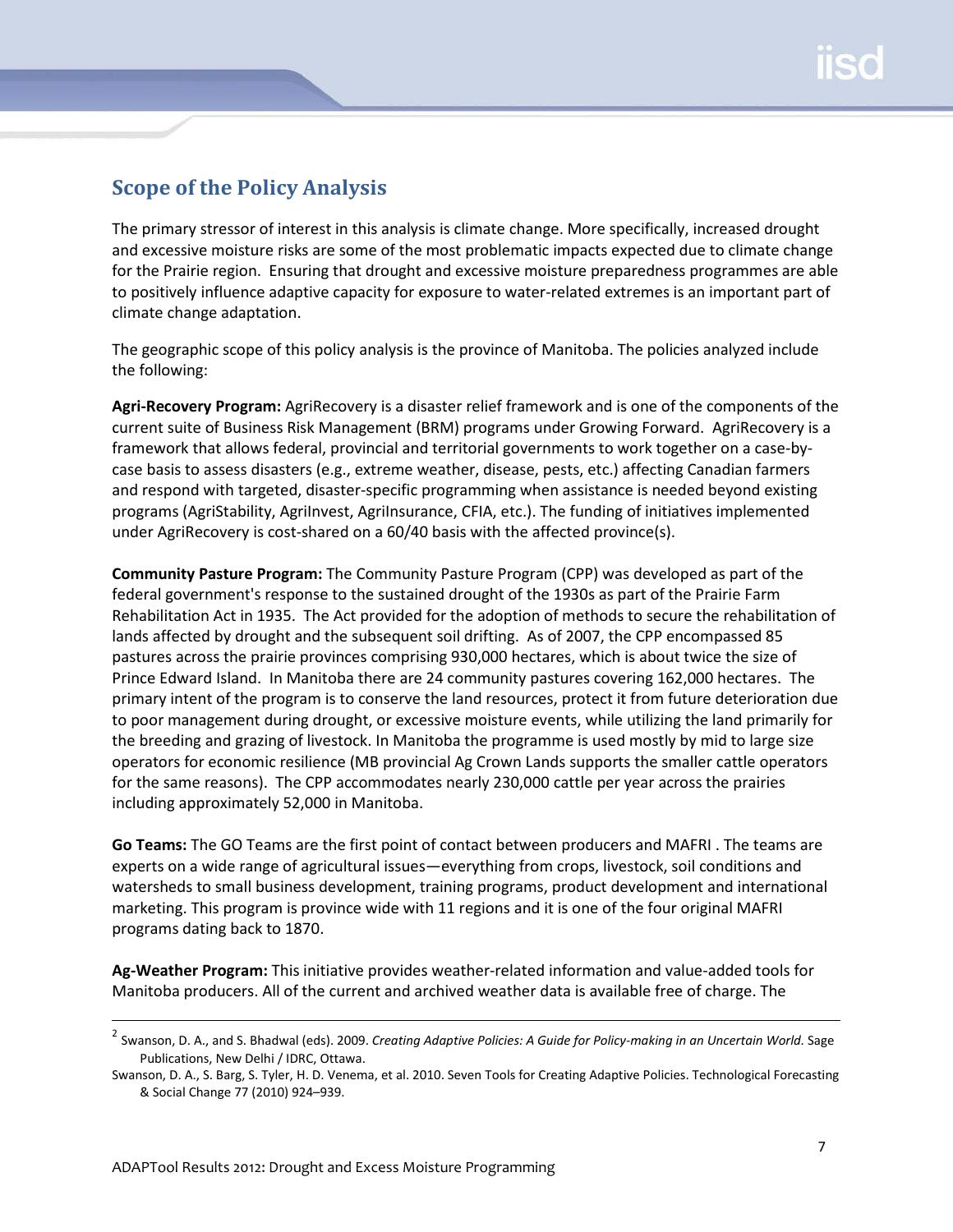## Scope of the Policy Analysis

The primary stressor of interest in this analysis is climate change. More specifically, increased drought and excessive moisture risks are some of the most problematic impacts expected due to climate change for the Prairie region. Ensuring that drought and excessive moisture preparedness programmes are able to positively influence adaptive capacity for exposure to water-related extremes is an important part of climate change adaptation.

The geographic scope of this policy analysis is the province of Manitoba. The policies analyzed include the following:

**Agri-Recovery Program:** AgriRecovery is a disaster relief framework and is one of the components of the current suite of Business Risk Management (BRM) programs under Growing Forward. AgriRecovery is a framework that allows federal, provincial and territorial governments to work together on a case-by-case basis to assess disasters (e.g., extreme weather, disease, pests, etc.) affecting Canadian farmers and respond with targeted, disaster-specific programming when assistance is needed beyond existing programs (AgriStability, AgriInvest, AgriInsurance, CFIA, etc.). The funding of initiatives implemented under AgriRecovery is cost-shared on a 60/40 basis with the affected province(s).

**Community Pasture Program:** The Community Pasture Program (CPP) was developed as part of the federal government's response to the sustained drought of the 1930s as part of the Prairie Farm Rehabilitation Act in 1935. The Act provided for the adoption of methods to secure the rehabilitation of lands affected by drought and the subsequent soil drifting. As of 2007, the CPP encompassed 85 pastures across the prairie provinces comprising 930,000 hectares, which is about twice the size of Prince Edward Island. In Manitoba there are 24 community pastures covering 162,000 hectares. The primary intent of the program is to conserve the land resources, protect it from future deterioration due to poor management during drought, or excessive moisture events, while utilizing the land primarily for the breeding and grazing of livestock. In Manitoba the programme is used mostly by mid to large size operators for economic resilience (MB provincial Ag Crown Lands supports the smaller cattle operators for the same reasons). The CPP accommodates nearly 230,000 cattle per year across the prairies including approximately 52,000 in Manitoba.

**Go Teams:** The GO Teams are the first point of contact between producers and MAFRI . The teams are experts on a wide range of agricultural issues—everything from crops, livestock, soil conditions and watersheds to small business development, training programs, product development and international marketing. This program is province wide with 11 regions and it is one of the four original MAFRI programs dating back to 1870.

**Ag-Weather Program:** This initiative provides weather-related information and value-added tools for Manitoba producers. All of the current and archived weather data is available free of charge. The

---

[2] Swanson, D. A., and S. Bhadwal (eds). 2009. *Creating Adaptive Policies: A Guide for Policy-making in an Uncertain World.* Sage Publications, New Delhi / IDRC, Ottawa.

Swanson, D. A., S. Barg, S. Tyler, H. D. Venema, et al. 2010. Seven Tools for Creating Adaptive Policies. Technological Forecasting & Social Change 77 (2010) 924–939.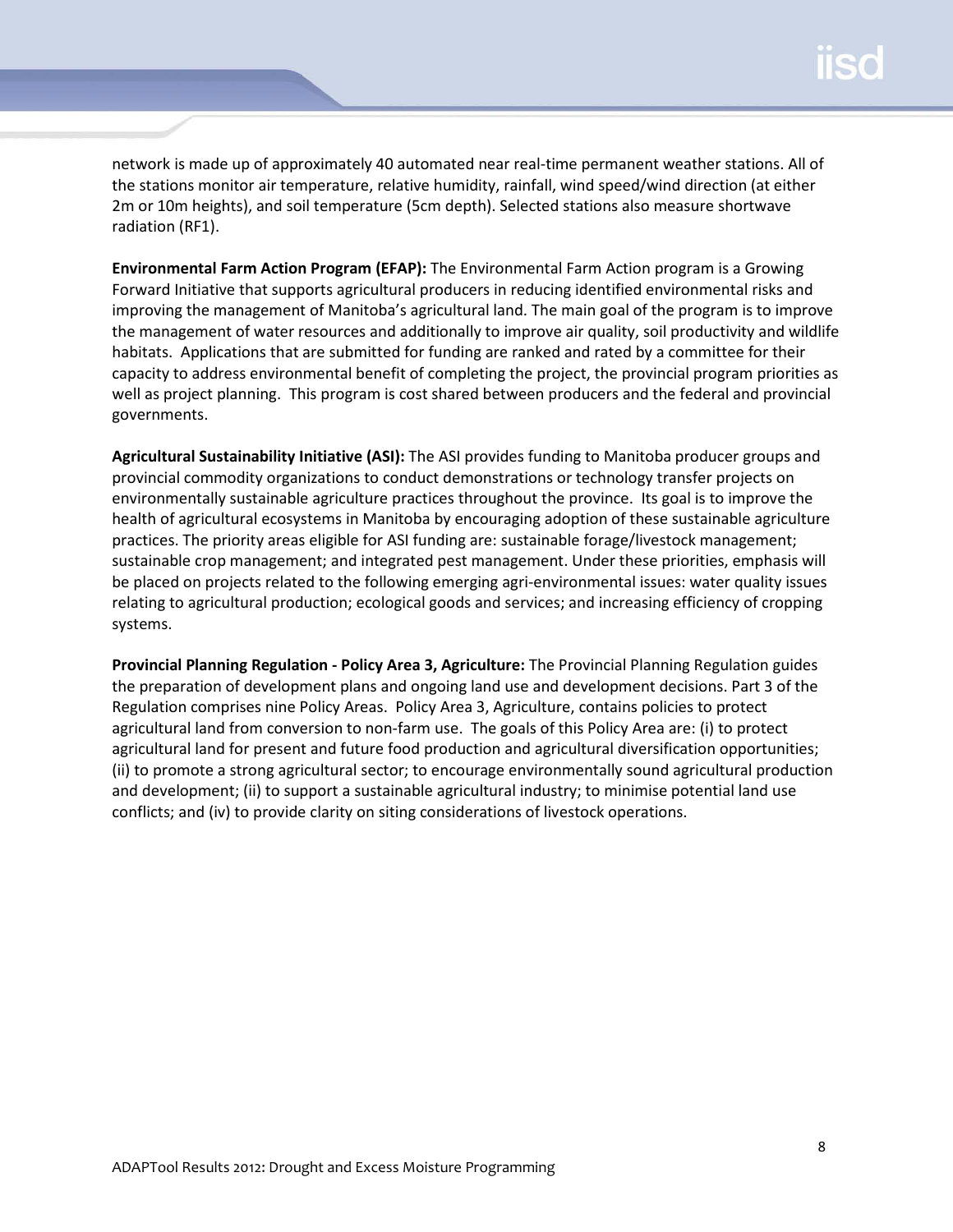network is made up of approximately 40 automated near real-time permanent weather stations. All of the stations monitor air temperature, relative humidity, rainfall, wind speed/wind direction (at either 2m or 10m heights), and soil temperature (5cm depth). Selected stations also measure shortwave radiation (RF1).

**Environmental Farm Action Program (EFAP):** The Environmental Farm Action program is a Growing Forward Initiative that supports agricultural producers in reducing identified environmental risks and improving the management of Manitoba's agricultural land. The main goal of the program is to improve the management of water resources and additionally to improve air quality, soil productivity and wildlife habitats. Applications that are submitted for funding are ranked and rated by a committee for their capacity to address environmental benefit of completing the project, the provincial program priorities as well as project planning. This program is cost shared between producers and the federal and provincial governments.

**Agricultural Sustainability Initiative (ASI):** The ASI provides funding to Manitoba producer groups and provincial commodity organizations to conduct demonstrations or technology transfer projects on environmentally sustainable agriculture practices throughout the province. Its goal is to improve the health of agricultural ecosystems in Manitoba by encouraging adoption of these sustainable agriculture practices. The priority areas eligible for ASI funding are: sustainable forage/livestock management; sustainable crop management; and integrated pest management. Under these priorities, emphasis will be placed on projects related to the following emerging agri-environmental issues: water quality issues relating to agricultural production; ecological goods and services; and increasing efficiency of cropping systems.

**Provincial Planning Regulation - Policy Area 3, Agriculture:** The Provincial Planning Regulation guides the preparation of development plans and ongoing land use and development decisions. Part 3 of the Regulation comprises nine Policy Areas. Policy Area 3, Agriculture, contains policies to protect agricultural land from conversion to non-farm use. The goals of this Policy Area are: (i) to protect agricultural land for present and future food production and agricultural diversification opportunities; (ii) to promote a strong agricultural sector; to encourage environmentally sound agricultural production and development; (ii) to support a sustainable agricultural industry; to minimise potential land use conflicts; and (iv) to provide clarity on siting considerations of livestock operations.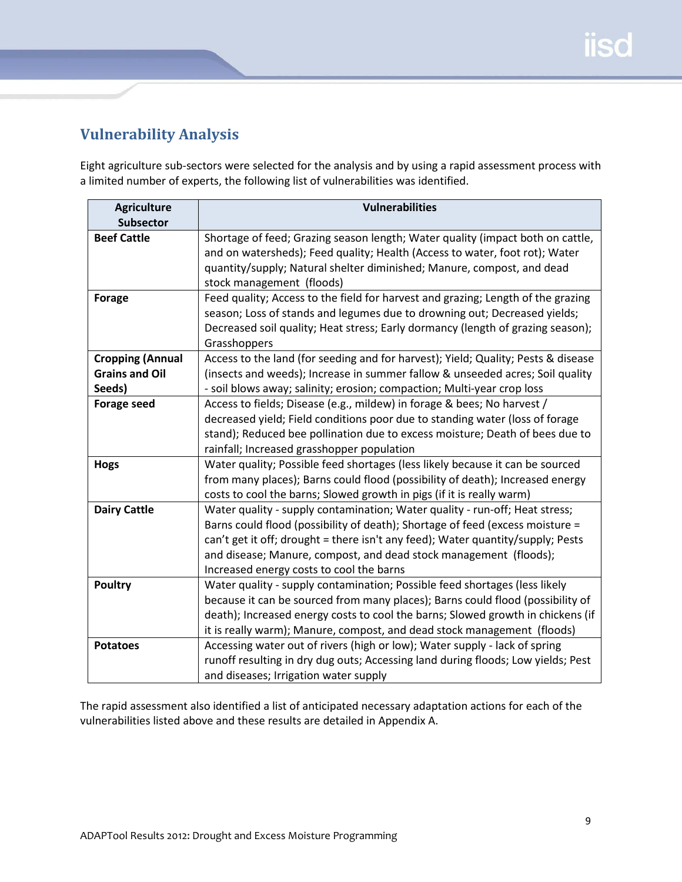## Vulnerability Analysis

Eight agriculture sub-sectors were selected for the analysis and by using a rapid assessment process with a limited number of experts, the following list of vulnerabilities was identified.

| Agriculture Subsector | Vulnerabilities |
|---|---|
| **Beef Cattle** | Shortage of feed; Grazing season length; Water quality (impact both on cattle, and on watersheds); Feed quality; Health (Access to water, foot rot); Water quantity/supply; Natural shelter diminished; Manure, compost, and dead stock management (floods) |
| **Forage** | Feed quality; Access to the field for harvest and grazing; Length of the grazing season; Loss of stands and legumes due to drowning out; Decreased yields; Decreased soil quality; Heat stress; Early dormancy (length of grazing season); Grasshoppers |
| **Cropping (Annual Grains and Oil Seeds)** | Access to the land (for seeding and for harvest); Yield; Quality; Pests & disease (insects and weeds); Increase in summer fallow & unseeded acres; Soil quality - soil blows away; salinity; erosion; compaction; Multi-year crop loss |
| **Forage seed** | Access to fields; Disease (e.g., mildew) in forage & bees; No harvest / decreased yield; Field conditions poor due to standing water (loss of forage stand); Reduced bee pollination due to excess moisture; Death of bees due to rainfall; Increased grasshopper population |
| **Hogs** | Water quality; Possible feed shortages (less likely because it can be sourced from many places); Barns could flood (possibility of death); Increased energy costs to cool the barns; Slowed growth in pigs (if it is really warm) |
| **Dairy Cattle** | Water quality - supply contamination; Water quality - run-off; Heat stress; Barns could flood (possibility of death); Shortage of feed (excess moisture = can't get it off; drought = there isn't any feed); Water quantity/supply; Pests and disease; Manure, compost, and dead stock management (floods); Increased energy costs to cool the barns |
| **Poultry** | Water quality - supply contamination; Possible feed shortages (less likely because it can be sourced from many places); Barns could flood (possibility of death); Increased energy costs to cool the barns; Slowed growth in chickens (if it is really warm); Manure, compost, and dead stock management (floods) |
| **Potatoes** | Accessing water out of rivers (high or low); Water supply - lack of spring runoff resulting in dry dug outs; Accessing land during floods; Low yields; Pest and diseases; Irrigation water supply |

The rapid assessment also identified a list of anticipated necessary adaptation actions for each of the vulnerabilities listed above and these results are detailed in Appendix A.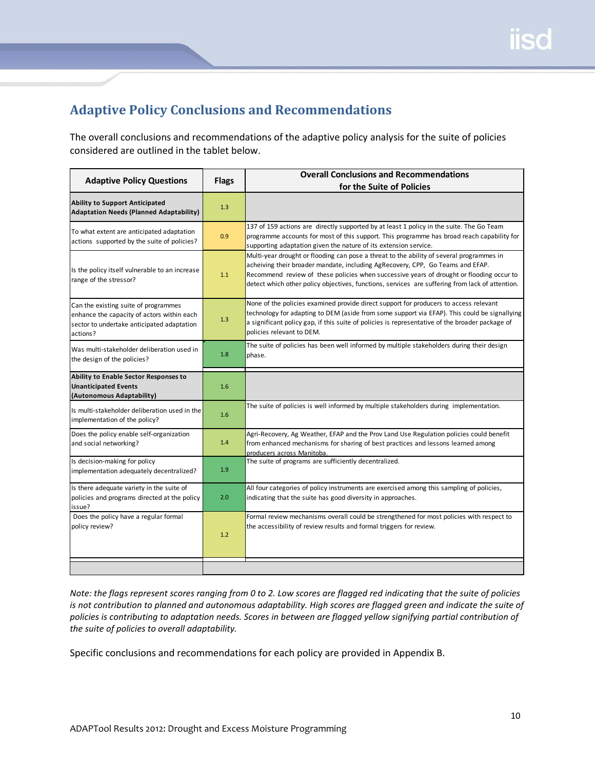## Adaptive Policy Conclusions and Recommendations

The overall conclusions and recommendations of the adaptive policy analysis for the suite of policies considered are outlined in the tablet below.

| Adaptive Policy Questions | Flags | Overall Conclusions and Recommendations for the Suite of Policies |
|---|---|---|
| **Ability to Support Anticipated Adaptation Needs (Planned Adaptability)** | 1.3 | |
| To what extent are anticipated adaptation actions supported by the suite of policies? | 0.9 | 137 of 159 actions are directly supported by at least 1 policy in the suite. The Go Team programme accounts for most of this support. This programme has broad reach capability for supporting adaptation given the nature of its extension service. |
| Is the policy itself vulnerable to an increase range of the stressor? | 1.1 | Multi-year drought or flooding can pose a threat to the ability of several programmes in acheiving their broader mandate, including AgRecovery, CPP, Go Teams and EFAP. Recommend review of these policies when successive years of drought or flooding occur to detect which other policy objectives, functions, services are suffering from lack of attention. |
| Can the existing suite of programmes enhance the capacity of actors within each sector to undertake anticipated adaptation actions? | 1.3 | None of the policies examined provide direct support for producers to access relevant technology for adapting to DEM (aside from some support via EFAP). This could be signallying a significant policy gap, if this suite of policies is representative of the broader package of policies relevant to DEM. |
| Was multi-stakeholder deliberation used in the design of the policies? | 1.8 | The suite of policies has been well informed by multiple stakeholders during their design phase. |
| **Ability to Enable Sector Responses to Unanticipated Events (Autonomous Adaptability)** | 1.6 | |
| Is multi-stakeholder deliberation used in the implementation of the policy? | 1.6 | The suite of policies is well informed by multiple stakeholders during implementation. |
| Does the policy enable self-organization and social networking? | 1.4 | Agri-Recovery, Ag Weather, EFAP and the Prov Land Use Regulation policies could benefit from enhanced mechanisms for sharing of best practices and lessons learned among producers across Manitoba. |
| Is decision-making for policy implementation adequately decentralized? | 1.9 | The suite of programs are sufficiently decentralized. |
| Is there adequate variety in the suite of policies and programs directed at the policy issue? | 2.0 | All four categories of policy instruments are exercised among this sampling of policies, indicating that the suite has good diversity in approaches. |
| Does the policy have a regular formal policy review? | 1.2 | Formal review mechanisms overall could be strengthened for most policies with respect to the accessibility of review results and formal triggers for review. |

*Note: the flags represent scores ranging from 0 to 2. Low scores are flagged red indicating that the suite of policies is not contribution to planned and autonomous adaptability. High scores are flagged green and indicate the suite of policies is contributing to adaptation needs. Scores in between are flagged yellow signifying partial contribution of the suite of policies to overall adaptability.*

Specific conclusions and recommendations for each policy are provided in Appendix B.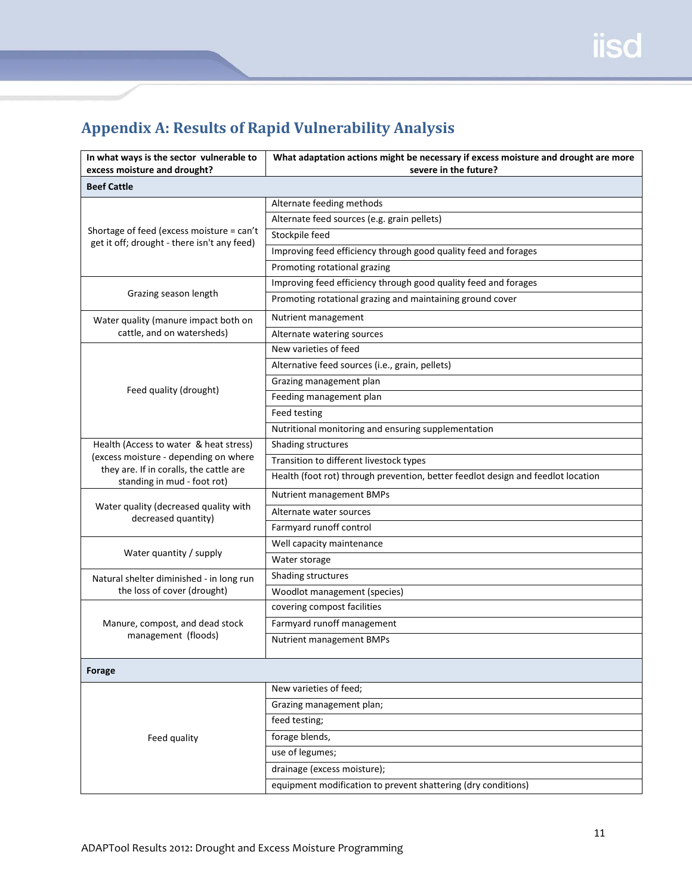## Appendix A: Results of Rapid Vulnerability Analysis

| In what ways is the sector vulnerable to excess moisture and drought? | What adaptation actions might be necessary if excess moisture and drought are more severe in the future? |
|---|---|
| **Beef Cattle** | |
| Shortage of feed (excess moisture = can't get it off; drought - there isn't any feed) | Alternate feeding methods |
| | Alternate feed sources (e.g. grain pellets) |
| | Stockpile feed |
| | Improving feed efficiency through good quality feed and forages |
| | Promoting rotational grazing |
| Grazing season length | Improving feed efficiency through good quality feed and forages |
| | Promoting rotational grazing and maintaining ground cover |
| Water quality (manure impact both on cattle, and on watersheds) | Nutrient management |
| | Alternate watering sources |
| Feed quality (drought) | New varieties of feed |
| | Alternative feed sources (i.e., grain, pellets) |
| | Grazing management plan |
| | Feeding management plan |
| | Feed testing |
| | Nutritional monitoring and ensuring supplementation |
| Health (Access to water & heat stress) (excess moisture - depending on where they are. If in coralls, the cattle are standing in mud - foot rot) | Shading structures |
| | Transition to different livestock types |
| | Health (foot rot) through prevention, better feedlot design and feedlot location |
| Water quality (decreased quality with decreased quantity) | Nutrient management BMPs |
| | Alternate water sources |
| | Farmyard runoff control |
| Water quantity / supply | Well capacity maintenance |
| | Water storage |
| Natural shelter diminished - in long run the loss of cover (drought) | Shading structures |
| | Woodlot management (species) |
| Manure, compost, and dead stock management (floods) | covering compost facilities |
| | Farmyard runoff management |
| | Nutrient management BMPs |
| **Forage** | |
| Feed quality | New varieties of feed; |
| | Grazing management plan; |
| | feed testing; |
| | forage blends, |
| | use of legumes; |
| | drainage (excess moisture); |
| | equipment modification to prevent shattering (dry conditions) |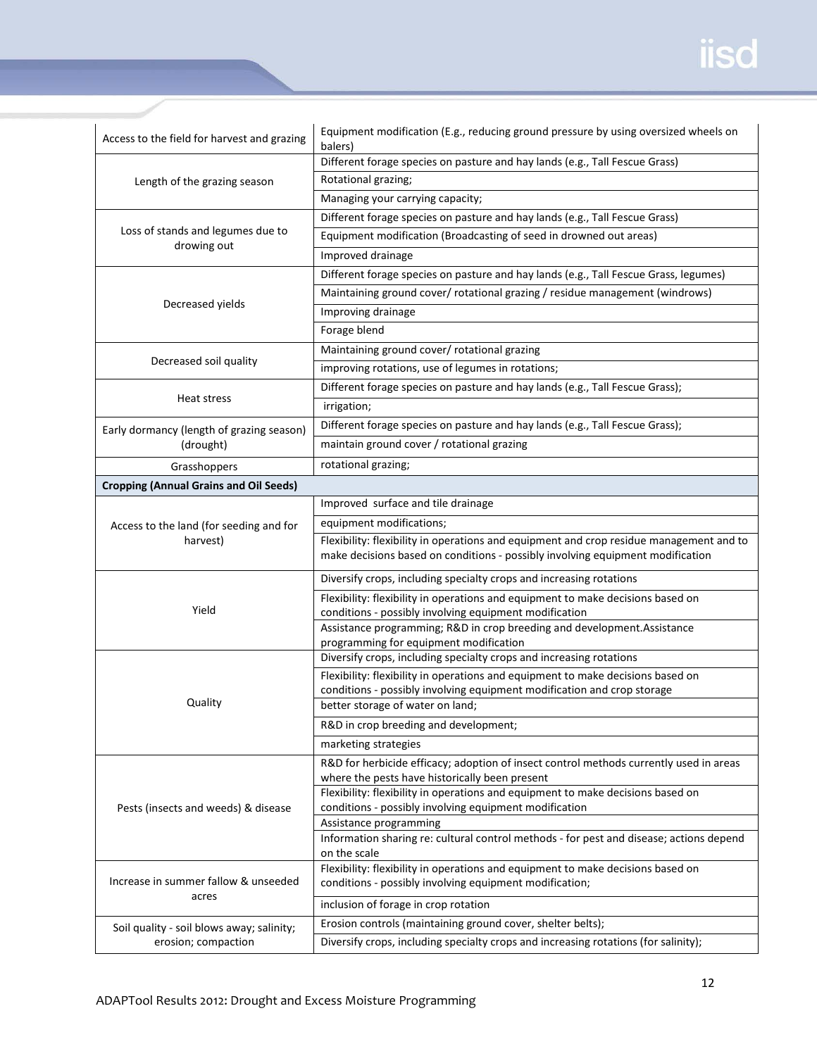| | |
|---|---|
| Access to the field for harvest and grazing | Equipment modification (E.g., reducing ground pressure by using oversized wheels on balers) |
| Length of the grazing season | Different forage species on pasture and hay lands (e.g., Tall Fescue Grass) |
| | Rotational grazing; |
| | Managing your carrying capacity; |
| Loss of stands and legumes due to drowing out | Different forage species on pasture and hay lands (e.g., Tall Fescue Grass) |
| | Equipment modification (Broadcasting of seed in drowned out areas) |
| | Improved drainage |
| Decreased yields | Different forage species on pasture and hay lands (e.g., Tall Fescue Grass, legumes) |
| | Maintaining ground cover/ rotational grazing / residue management (windrows) |
| | Improving drainage |
| | Forage blend |
| Decreased soil quality | Maintaining ground cover/ rotational grazing |
| | improving rotations, use of legumes in rotations; |
| Heat stress | Different forage species on pasture and hay lands (e.g., Tall Fescue Grass); |
| | irrigation; |
| Early dormancy (length of grazing season) (drought) | Different forage species on pasture and hay lands (e.g., Tall Fescue Grass); |
| | maintain ground cover / rotational grazing |
| Grasshoppers | rotational grazing; |
| **Cropping (Annual Grains and Oil Seeds)** | |
| Access to the land (for seeding and for harvest) | Improved surface and tile drainage |
| | equipment modifications; |
| | Flexibility: flexibility in operations and equipment and crop residue management and to make decisions based on conditions - possibly involving equipment modification |
| Yield | Diversify crops, including specialty crops and increasing rotations |
| | Flexibility: flexibility in operations and equipment to make decisions based on conditions - possibly involving equipment modification |
| | Assistance programming; R&D in crop breeding and development.Assistance programming for equipment modification |
| Quality | Diversify crops, including specialty crops and increasing rotations |
| | Flexibility: flexibility in operations and equipment to make decisions based on conditions - possibly involving equipment modification and crop storage |
| | better storage of water on land; |
| | R&D in crop breeding and development; |
| | marketing strategies |
| Pests (insects and weeds) & disease | R&D for herbicide efficacy; adoption of insect control methods currently used in areas where the pests have historically been present |
| | Flexibility: flexibility in operations and equipment to make decisions based on conditions - possibly involving equipment modification |
| | Assistance programming |
| | Information sharing re: cultural control methods - for pest and disease; actions depend on the scale |
| Increase in summer fallow & unseeded acres | Flexibility: flexibility in operations and equipment to make decisions based on conditions - possibly involving equipment modification; |
| | inclusion of forage in crop rotation |
| Soil quality - soil blows away; salinity; erosion; compaction | Erosion controls (maintaining ground cover, shelter belts); |
| | Diversify crops, including specialty crops and increasing rotations (for salinity); |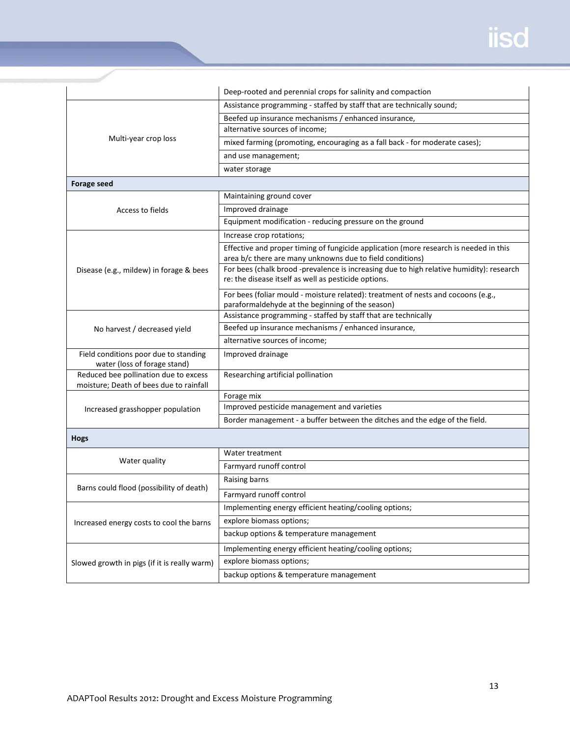| | |
|---|---|
| | Deep-rooted and perennial crops for salinity and compaction |
| Multi-year crop loss | Assistance programming - staffed by staff that are technically sound; |
| | Beefed up insurance mechanisms / enhanced insurance, |
| | alternative sources of income; |
| | mixed farming (promoting, encouraging as a fall back - for moderate cases); |
| | and use management; |
| | water storage |
| **Forage seed** | |
| Access to fields | Maintaining ground cover |
| | Improved drainage |
| | Equipment modification - reducing pressure on the ground |
| Disease (e.g., mildew) in forage & bees | Increase crop rotations; |
| | Effective and proper timing of fungicide application (more research is needed in this area b/c there are many unknowns due to field conditions) |
| | For bees (chalk brood -prevalence is increasing due to high relative humidity): research re: the disease itself as well as pesticide options. |
| | For bees (foliar mould - moisture related): treatment of nests and cocoons (e.g., paraformaldehyde at the beginning of the season) |
| No harvest / decreased yield | Assistance programming - staffed by staff that are technically |
| | Beefed up insurance mechanisms / enhanced insurance, |
| | alternative sources of income; |
| Field conditions poor due to standing water (loss of forage stand) | Improved drainage |
| Reduced bee pollination due to excess moisture; Death of bees due to rainfall | Researching artificial pollination |
| Increased grasshopper population | Forage mix |
| | Improved pesticide management and varieties |
| | Border management - a buffer between the ditches and the edge of the field. |
| **Hogs** | |
| Water quality | Water treatment |
| | Farmyard runoff control |
| Barns could flood (possibility of death) | Raising barns |
| | Farmyard runoff control |
| Increased energy costs to cool the barns | Implementing energy efficient heating/cooling options; |
| | explore biomass options; |
| | backup options & temperature management |
| Slowed growth in pigs (if it is really warm) | Implementing energy efficient heating/cooling options; |
| | explore biomass options; |
| | backup options & temperature management |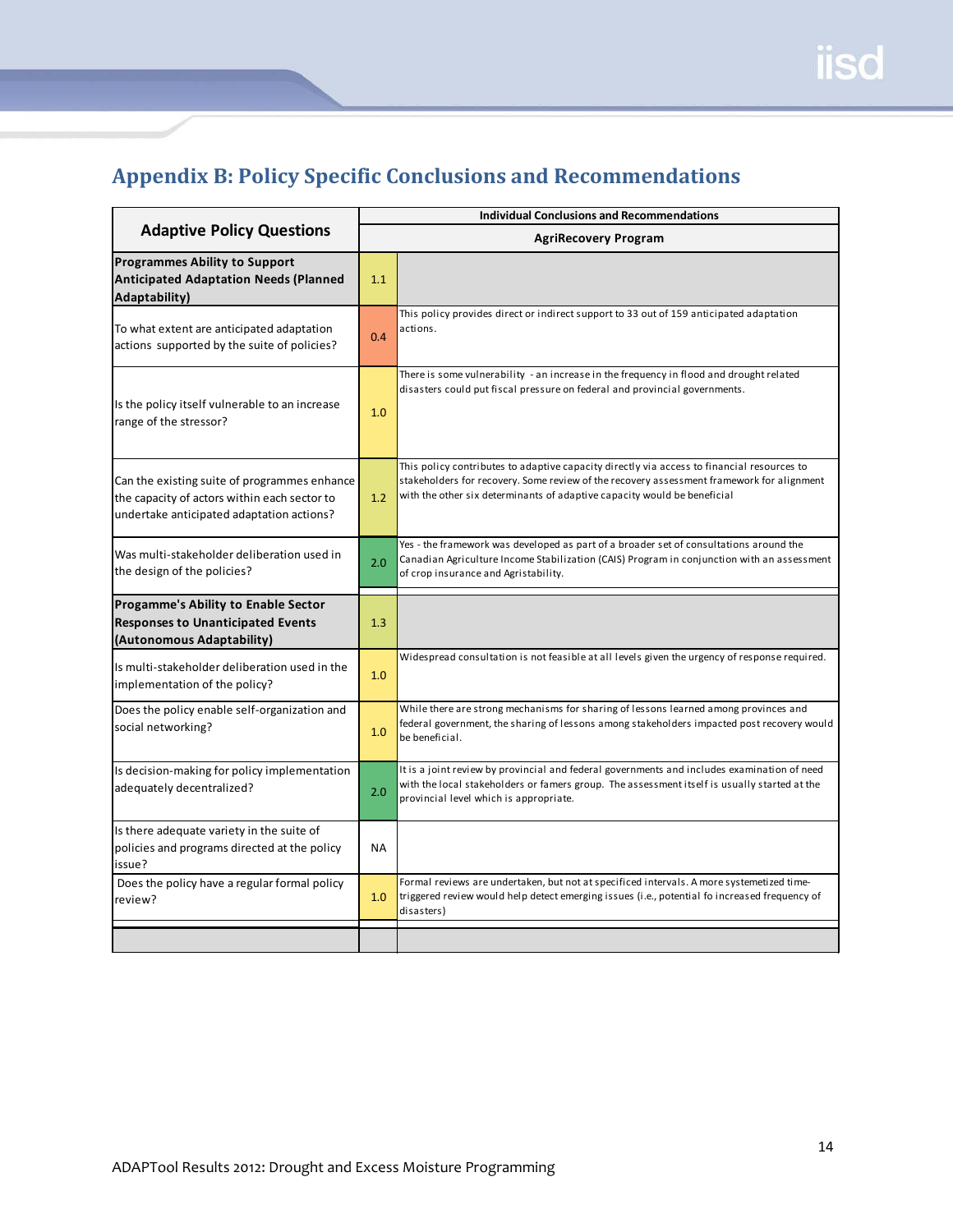## Appendix B: Policy Specific Conclusions and Recommendations

| Adaptive Policy Questions | Individual Conclusions and Recommendations | |
|---|---|---|
| | AgriRecovery Program | |
| **Programmes Ability to Support Anticipated Adaptation Needs (Planned Adaptability)** | 1.1 | |
| To what extent are anticipated adaptation actions supported by the suite of policies? | 0.4 | This policy provides direct or indirect support to 33 out of 159 anticipated adaptation actions. |
| Is the policy itself vulnerable to an increase range of the stressor? | 1.0 | There is some vulnerability - an increase in the frequency in flood and drought related disasters could put fiscal pressure on federal and provincial governments. |
| Can the existing suite of programmes enhance the capacity of actors within each sector to undertake anticipated adaptation actions? | 1.2 | This policy contributes to adaptive capacity directly via access to financial resources to stakeholders for recovery. Some review of the recovery assessment framework for alignment with the other six determinants of adaptive capacity would be beneficial |
| Was multi-stakeholder deliberation used in the design of the policies? | 2.0 | Yes - the framework was developed as part of a broader set of consultations around the Canadian Agriculture Income Stabilization (CAIS) Program in conjunction with an assessment of crop insurance and Agristability. |
| **Progamme's Ability to Enable Sector Responses to Unanticipated Events (Autonomous Adaptability)** | 1.3 | |
| Is multi-stakeholder deliberation used in the implementation of the policy? | 1.0 | Widespread consultation is not feasible at all levels given the urgency of response required. |
| Does the policy enable self-organization and social networking? | 1.0 | While there are strong mechanisms for sharing of lessons learned among provinces and federal government, the sharing of lessons among stakeholders impacted post recovery would be beneficial. |
| Is decision-making for policy implementation adequately decentralized? | 2.0 | It is a joint review by provincial and federal governments and includes examination of need with the local stakeholders or famers group. The assessment itself is usually started at the provincial level which is appropriate. |
| Is there adequate variety in the suite of policies and programs directed at the policy issue? | NA | |
| Does the policy have a regular formal policy review? | 1.0 | Formal reviews are undertaken, but not at specificed intervals. A more systemetized time-triggered review would help detect emerging issues (i.e., potential fo increased frequency of disasters) |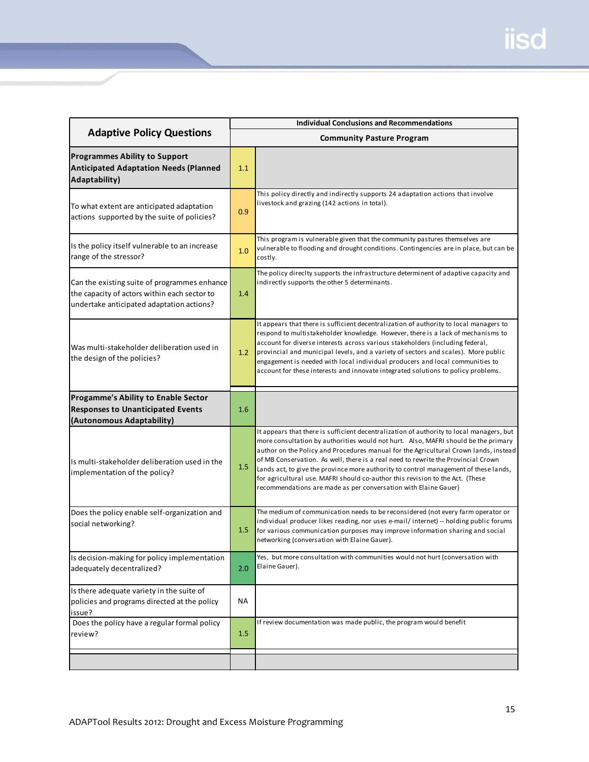| Adaptive Policy Questions | Individual Conclusions and Recommendations | |
|---|---|---|
| | Community Pasture Program | |
| **Programmes Ability to Support Anticipated Adaptation Needs (Planned Adaptability)** | 1.1 | |
| To what extent are anticipated adaptation actions supported by the suite of policies? | 0.9 | This policy directly and indirectly supports 24 adaptation actions that involve livestock and grazing (142 actions in total). |
| Is the policy itself vulnerable to an increase range of the stressor? | 1.0 | This program is vulnerable given that the community pastures themselves are vulnerable to flooding and drought conditions. Contingencies are in place, but can be costly. |
| Can the existing suite of programmes enhance the capacity of actors within each sector to undertake anticipated adaptation actions? | 1.4 | The policy direclty supports the infrastructure determinent of adaptive capacity and indirectly supports the other 5 determinants. |
| Was multi-stakeholder deliberation used in the design of the policies? | 1.2 | It appears that there is sufficient decentralization of authority to local managers to respond to multistakeholder knowledge. However, there is a lack of mechanisms to account for diverse interests across various stakeholders (including federal, provincial and municipal levels, and a variety of sectors and scales). More public engagement is needed with local individual producers and local communities to account for these interests and innovate integrated solutions to policy problems. |
| **Progamme's Ability to Enable Sector Responses to Unanticipated Events (Autonomous Adaptability)** | 1.6 | |
| Is multi-stakeholder deliberation used in the implementation of the policy? | 1.5 | It appears that there is sufficient decentralization of authority to local managers, but more consultation by authorities would not hurt. Also, MAFRI should be the primary author on the Policy and Procedures manual for the Agricultural Crown lands, instead of MB Conservation. As well, there is a real need to rewrite the Provincial Crown Lands act, to give the province more authority to control management of these lands, for agricultural use. MAFRI should co-author this revision to the Act. (These recommendations are made as per conversation with Elaine Gauer) |
| Does the policy enable self-organization and social networking? | 1.5 | The medium of communication needs to be reconsidered (not every farm operator or individual producer likes reading, nor uses e-mail/ internet) -- holding public forums for various communication purposes may improve information sharing and social networking (conversation with Elaine Gauer). |
| Is decision-making for policy implementation adequately decentralized? | 2.0 | Yes, but more consultation with communities would not hurt (conversation with Elaine Gauer). |
| Is there adequate variety in the suite of policies and programs directed at the policy issue? | NA | |
| Does the policy have a regular formal policy review? | 1.5 | If review documentation was made public, the program would benefit |

ADAPTool Results 2012: Drought and Excess Moisture Programming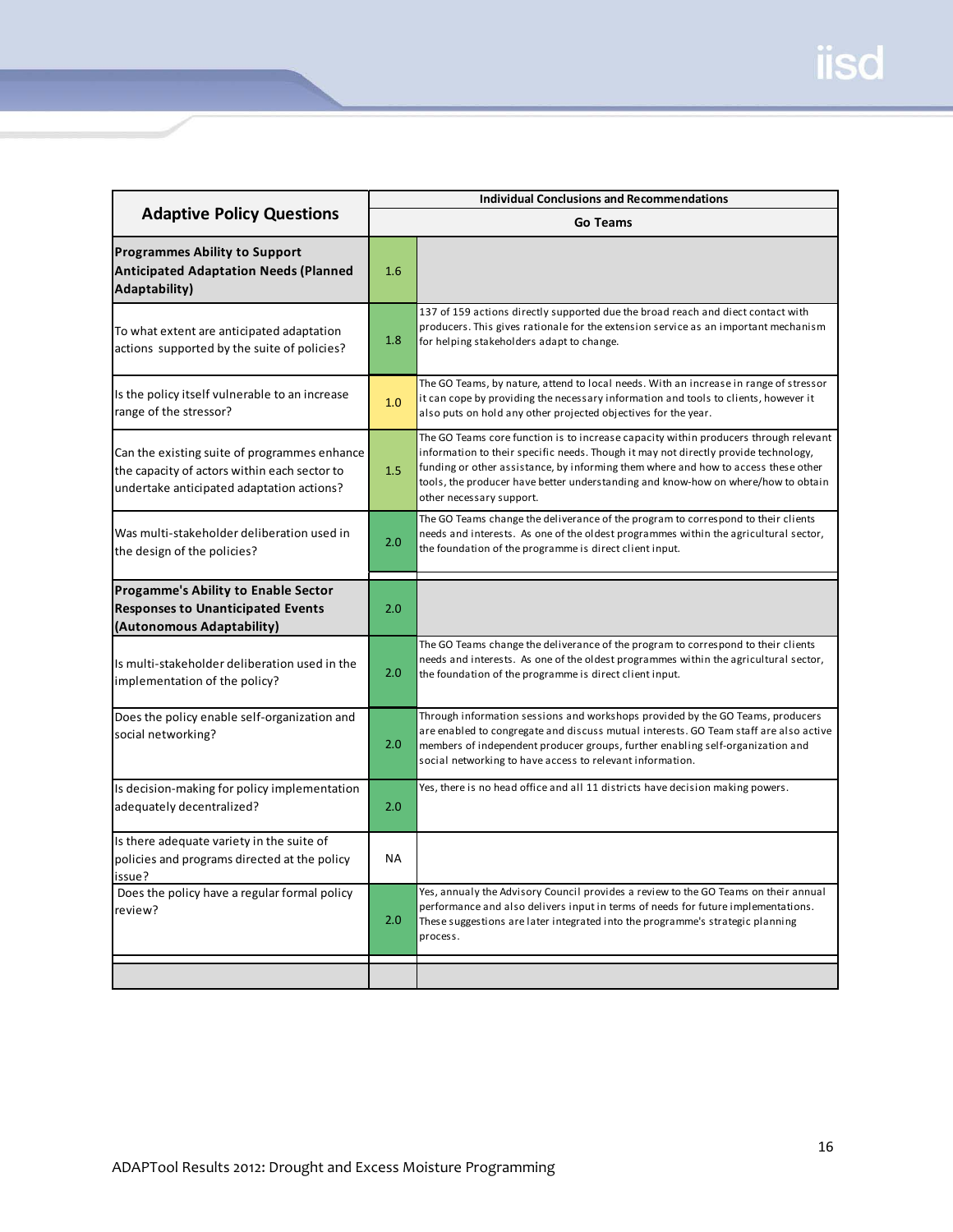| Adaptive Policy Questions | Individual Conclusions and Recommendations | |
|---|---|---|
| | Go Teams | |
| **Programmes Ability to Support Anticipated Adaptation Needs (Planned Adaptability)** | 1.6 | |
| To what extent are anticipated adaptation actions supported by the suite of policies? | 1.8 | 137 of 159 actions directly supported due the broad reach and diect contact with producers. This gives rationale for the extension service as an important mechanism for helping stakeholders adapt to change. |
| Is the policy itself vulnerable to an increase range of the stressor? | 1.0 | The GO Teams, by nature, attend to local needs. With an increase in range of stressor it can cope by providing the necessary information and tools to clients, however it also puts on hold any other projected objectives for the year. |
| Can the existing suite of programmes enhance the capacity of actors within each sector to undertake anticipated adaptation actions? | 1.5 | The GO Teams core function is to increase capacity within producers through relevant information to their specific needs. Though it may not directly provide technology, funding or other assistance, by informing them where and how to access these other tools, the producer have better understanding and know-how on where/how to obtain other necessary support. |
| Was multi-stakeholder deliberation used in the design of the policies? | 2.0 | The GO Teams change the deliverance of the program to correspond to their clients needs and interests. As one of the oldest programmes within the agricultural sector, the foundation of the programme is direct client input. |
| **Progamme's Ability to Enable Sector Responses to Unanticipated Events (Autonomous Adaptability)** | 2.0 | |
| Is multi-stakeholder deliberation used in the implementation of the policy? | 2.0 | The GO Teams change the deliverance of the program to correspond to their clients needs and interests. As one of the oldest programmes within the agricultural sector, the foundation of the programme is direct client input. |
| Does the policy enable self-organization and social networking? | 2.0 | Through information sessions and workshops provided by the GO Teams, producers are enabled to congregate and discuss mutual interests. GO Team staff are also active members of independent producer groups, further enabling self-organization and social networking to have access to relevant information. |
| Is decision-making for policy implementation adequately decentralized? | 2.0 | Yes, there is no head office and all 11 districts have decision making powers. |
| Is there adequate variety in the suite of policies and programs directed at the policy issue? | NA | |
| Does the policy have a regular formal policy review? | 2.0 | Yes, annualy the Advisory Council provides a review to the GO Teams on their annual performance and also delivers input in terms of needs for future implementations. These suggestions are later integrated into the programme's strategic planning process. |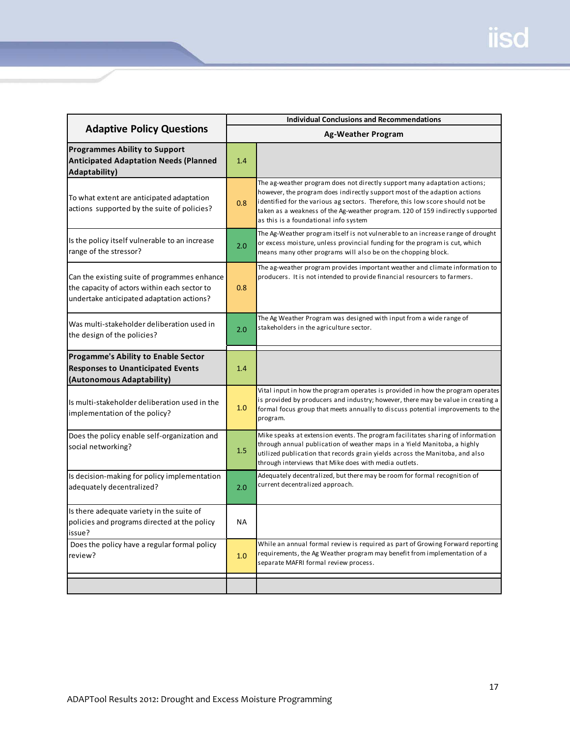| Adaptive Policy Questions | Individual Conclusions and Recommendations | |
|---|---|---|
| | Ag-Weather Program | |
| **Programmes Ability to Support Anticipated Adaptation Needs (Planned Adaptability)** | 1.4 | |
| To what extent are anticipated adaptation actions supported by the suite of policies? | 0.8 | The ag-weather program does not directly support many adaptation actions; however, the program does indirectly support most of the adaption actions identified for the various ag sectors. Therefore, this low score should not be taken as a weakness of the Ag-weather program. 120 of 159 indirectly supported as this is a foundational info system |
| Is the policy itself vulnerable to an increase range of the stressor? | 2.0 | The Ag-Weather program itself is not vulnerable to an increase range of drought or excess moisture, unless provincial funding for the program is cut, which means many other programs will also be on the chopping block. |
| Can the existing suite of programmes enhance the capacity of actors within each sector to undertake anticipated adaptation actions? | 0.8 | The ag-weather program provides important weather and climate information to producers. It is not intended to provide financial resourcers to farmers. |
| Was multi-stakeholder deliberation used in the design of the policies? | 2.0 | The Ag Weather Program was designed with input from a wide range of stakeholders in the agriculture sector. |
| **Progamme's Ability to Enable Sector Responses to Unanticipated Events (Autonomous Adaptability)** | 1.4 | |
| Is multi-stakeholder deliberation used in the implementation of the policy? | 1.0 | Vital input in how the program operates is provided in how the program operates is provided by producers and industry; however, there may be value in creating a formal focus group that meets annually to discuss potential improvements to the program. |
| Does the policy enable self-organization and social networking? | 1.5 | Mike speaks at extension events. The program facilitates sharing of information through annual publication of weather maps in a Yield Manitoba, a highly utilized publication that records grain yields across the Manitoba, and also through interviews that Mike does with media outlets. |
| Is decision-making for policy implementation adequately decentralized? | 2.0 | Adequately decentralized, but there may be room for formal recognition of current decentralized approach. |
| Is there adequate variety in the suite of policies and programs directed at the policy issue? | NA | |
| Does the policy have a regular formal policy review? | 1.0 | While an annual formal review is required as part of Growing Forward reporting requirements, the Ag Weather program may benefit from implementation of a separate MAFRI formal review process. |

ADAPTool Results 2012: Drought and Excess Moisture Programming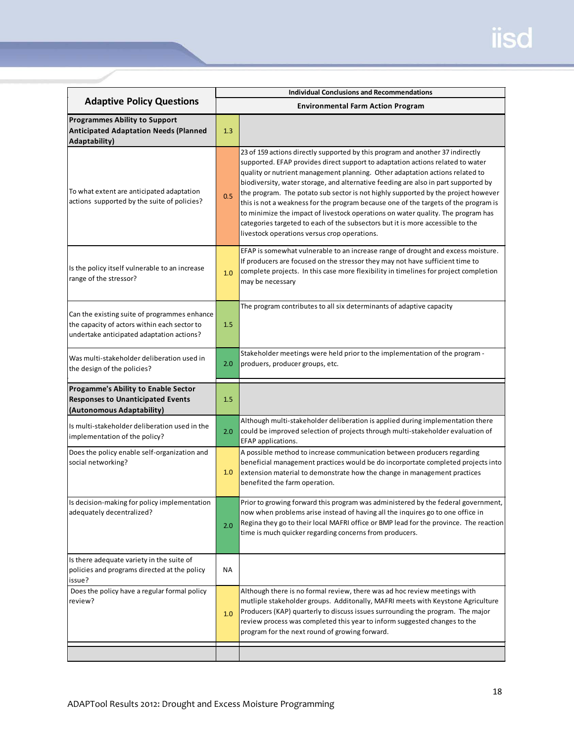| Adaptive Policy Questions | | Individual Conclusions and Recommendations<br>Environmental Farm Action Program |
|---|---|---|
| **Programmes Ability to Support Anticipated Adaptation Needs (Planned Adaptability)** | 1.3 | |
| To what extent are anticipated adaptation actions supported by the suite of policies? | 0.5 | 23 of 159 actions directly supported by this program and another 37 indirectly supported. EFAP provides direct support to adaptation actions related to water quality or nutrient management planning. Other adaptation actions related to biodiversity, water storage, and alternative feeding are also in part supported by the program. The potato sub sector is not highly supported by the project however this is not a weakness for the program because one of the targets of the program is to minimize the impact of livestock operations on water quality. The program has categories targeted to each of the subsectors but it is more accessible to the livestock operations versus crop operations. |
| Is the policy itself vulnerable to an increase range of the stressor? | 1.0 | EFAP is somewhat vulnerable to an increase range of drought and excess moisture. If producers are focused on the stressor they may not have sufficient time to complete projects. In this case more flexibility in timelines for project completion may be necessary |
| Can the existing suite of programmes enhance the capacity of actors within each sector to undertake anticipated adaptation actions? | 1.5 | The program contributes to all six determinants of adaptive capacity |
| Was multi-stakeholder deliberation used in the design of the policies? | 2.0 | Stakeholder meetings were held prior to the implementation of the program - producers, producer groups, etc. |
| **Progamme's Ability to Enable Sector Responses to Unanticipated Events (Autonomous Adaptability)** | 1.5 | |
| Is multi-stakeholder deliberation used in the implementation of the policy? | 2.0 | Although multi-stakeholder deliberation is applied during implementation there could be improved selection of projects through multi-stakeholder evaluation of EFAP applications. |
| Does the policy enable self-organization and social networking? | 1.0 | A possible method to increase communication between producers regarding beneficial management practices would be do incorportate completed projects into extension material to demonstrate how the change in management practices benefited the farm operation. |
| Is decision-making for policy implementation adequately decentralized? | 2.0 | Prior to growing forward this program was administered by the federal government, now when problems arise instead of having all the inquires go to one office in Regina they go to their local MAFRI office or BMP lead for the province. The reaction time is much quicker regarding concerns from producers. |
| Is there adequate variety in the suite of policies and programs directed at the policy issue? | NA | |
| Does the policy have a regular formal policy review? | 1.0 | Although there is no formal review, there was ad hoc review meetings with mutliple stakeholder groups. Additonally, MAFRI meets with Keystone Agriculture Producers (KAP) quarterly to discuss issues surrounding the program. The major review process was completed this year to inform suggested changes to the program for the next round of growing forward. |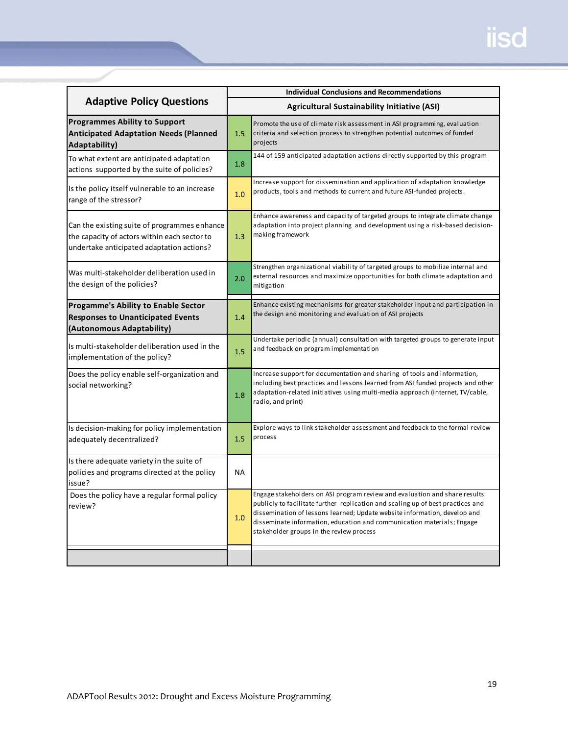| Adaptive Policy Questions | Individual Conclusions and Recommendations | |
|---|---|---|
| | Agricultural Sustainability Initiative (ASI) | |
| **Programmes Ability to Support Anticipated Adaptation Needs (Planned Adaptability)** | 1.5 | Promote the use of climate risk assessment in ASI programming, evaluation criteria and selection process to strengthen potential outcomes of funded projects |
| To what extent are anticipated adaptation actions supported by the suite of policies? | 1.8 | 144 of 159 anticipated adaptation actions directly supported by this program |
| Is the policy itself vulnerable to an increase range of the stressor? | 1.0 | Increase support for dissemination and application of adaptation knowledge products, tools and methods to current and future ASI-funded projects. |
| Can the existing suite of programmes enhance the capacity of actors within each sector to undertake anticipated adaptation actions? | 1.3 | Enhance awareness and capacity of targeted groups to integrate climate change adaptation into project planning and development using a risk-based decision-making framework |
| Was multi-stakeholder deliberation used in the design of the policies? | 2.0 | Strengthen organizational viability of targeted groups to mobilize internal and external resources and maximize opportunities for both climate adaptation and mitigation |
| **Progamme's Ability to Enable Sector Responses to Unanticipated Events (Autonomous Adaptability)** | 1.4 | Enhance existing mechanisms for greater stakeholder input and participation in the design and monitoring and evaluation of ASI projects |
| Is multi-stakeholder deliberation used in the implementation of the policy? | 1.5 | Undertake periodic (annual) consultation with targeted groups to generate input and feedback on program implementation |
| Does the policy enable self-organization and social networking? | 1.8 | Increase support for documentation and sharing of tools and information, including best practices and lessons learned from ASI funded projects and other adaptation-related initiatives using multi-media approach (internet, TV/cable, radio, and print) |
| Is decision-making for policy implementation adequately decentralized? | 1.5 | Explore ways to link stakeholder assessment and feedback to the formal review process |
| Is there adequate variety in the suite of policies and programs directed at the policy issue? | NA | |
| Does the policy have a regular formal policy review? | 1.0 | Engage stakeholders on ASI program review and evaluation and share results publicly to facilitate further replication and scaling up of best practices and dissemination of lessons learned; Update website information, develop and disseminate information, education and communication materials; Engage stakeholder groups in the review process |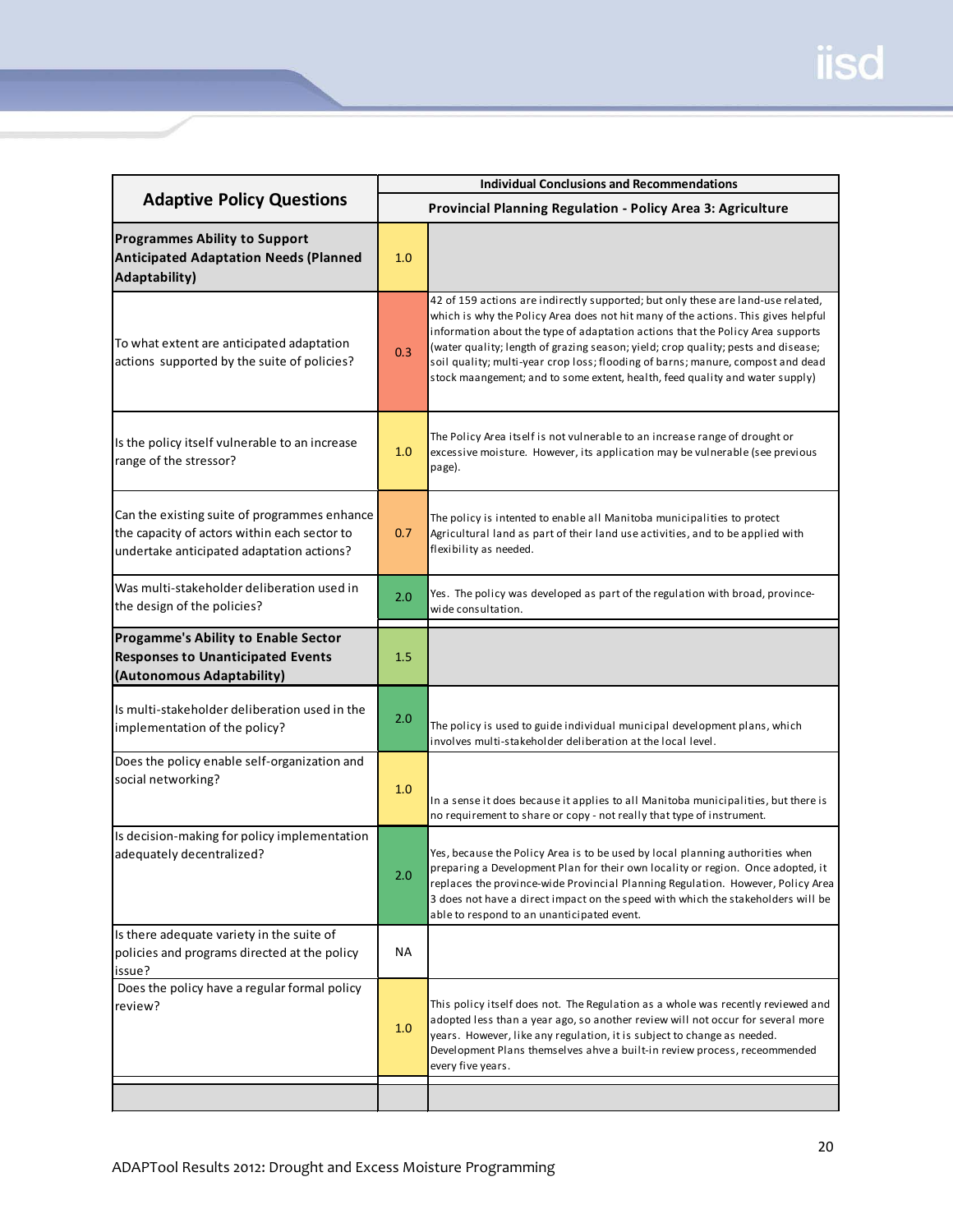| Adaptive Policy Questions | Individual Conclusions and Recommendations | |
|---|---|---|
| | Provincial Planning Regulation - Policy Area 3: Agriculture | |
| **Programmes Ability to Support Anticipated Adaptation Needs (Planned Adaptability)** | 1.0 | |
| To what extent are anticipated adaptation actions supported by the suite of policies? | 0.3 | 42 of 159 actions are indirectly supported; but only these are land-use related, which is why the Policy Area does not hit many of the actions. This gives helpful information about the type of adaptation actions that the Policy Area supports (water quality; length of grazing season; yield; crop quality; pests and disease; soil quality; multi-year crop loss; flooding of barns; manure, compost and dead stock maangement; and to some extent, health, feed quality and water supply) |
| Is the policy itself vulnerable to an increase range of the stressor? | 1.0 | The Policy Area itself is not vulnerable to an increase range of drought or excessive moisture. However, its application may be vulnerable (see previous page). |
| Can the existing suite of programmes enhance the capacity of actors within each sector to undertake anticipated adaptation actions? | 0.7 | The policy is intented to enable all Manitoba municipalities to protect Agricultural land as part of their land use activities, and to be applied with flexibility as needed. |
| Was multi-stakeholder deliberation used in the design of the policies? | 2.0 | Yes. The policy was developed as part of the regulation with broad, province-wide consultation. |
| **Progamme's Ability to Enable Sector Responses to Unanticipated Events (Autonomous Adaptability)** | 1.5 | |
| Is multi-stakeholder deliberation used in the implementation of the policy? | 2.0 | The policy is used to guide individual municipal development plans, which involves multi-stakeholder deliberation at the local level. |
| Does the policy enable self-organization and social networking? | 1.0 | In a sense it does because it applies to all Manitoba municipalities, but there is no requirement to share or copy - not really that type of instrument. |
| Is decision-making for policy implementation adequately decentralized? | 2.0 | Yes, because the Policy Area is to be used by local planning authorities when preparing a Development Plan for their own locality or region. Once adopted, it replaces the province-wide Provincial Planning Regulation. However, Policy Area 3 does not have a direct impact on the speed with which the stakeholders will be able to respond to an unanticipated event. |
| Is there adequate variety in the suite of policies and programs directed at the policy issue? | NA | |
| Does the policy have a regular formal policy review? | 1.0 | This policy itself does not. The Regulation as a whole was recently reviewed and adopted less than a year ago, so another review will not occur for several more years. However, like any regulation, it is subject to change as needed. Development Plans themselves ahve a built-in review process, receommended every five years. |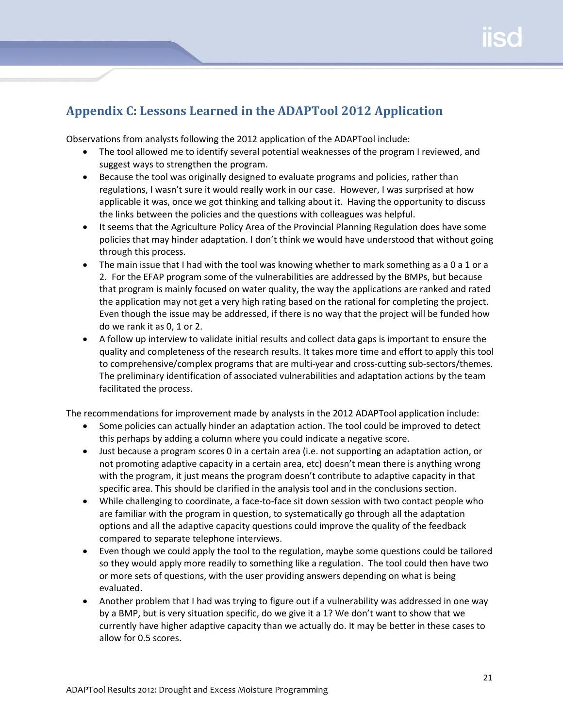## Appendix C: Lessons Learned in the ADAPTool 2012 Application

Observations from analysts following the 2012 application of the ADAPTool include:

- The tool allowed me to identify several potential weaknesses of the program I reviewed, and suggest ways to strengthen the program.
- Because the tool was originally designed to evaluate programs and policies, rather than regulations, I wasn't sure it would really work in our case. However, I was surprised at how applicable it was, once we got thinking and talking about it. Having the opportunity to discuss the links between the policies and the questions with colleagues was helpful.
- It seems that the Agriculture Policy Area of the Provincial Planning Regulation does have some policies that may hinder adaptation. I don't think we would have understood that without going through this process.
- The main issue that I had with the tool was knowing whether to mark something as a 0 a 1 or a 2. For the EFAP program some of the vulnerabilities are addressed by the BMPs, but because that program is mainly focused on water quality, the way the applications are ranked and rated the application may not get a very high rating based on the rational for completing the project. Even though the issue may be addressed, if there is no way that the project will be funded how do we rank it as 0, 1 or 2.
- A follow up interview to validate initial results and collect data gaps is important to ensure the quality and completeness of the research results. It takes more time and effort to apply this tool to comprehensive/complex programs that are multi-year and cross-cutting sub-sectors/themes. The preliminary identification of associated vulnerabilities and adaptation actions by the team facilitated the process.

The recommendations for improvement made by analysts in the 2012 ADAPTool application include:

- Some policies can actually hinder an adaptation action. The tool could be improved to detect this perhaps by adding a column where you could indicate a negative score.
- Just because a program scores 0 in a certain area (i.e. not supporting an adaptation action, or not promoting adaptive capacity in a certain area, etc) doesn't mean there is anything wrong with the program, it just means the program doesn't contribute to adaptive capacity in that specific area. This should be clarified in the analysis tool and in the conclusions section.
- While challenging to coordinate, a face-to-face sit down session with two contact people who are familiar with the program in question, to systematically go through all the adaptation options and all the adaptive capacity questions could improve the quality of the feedback compared to separate telephone interviews.
- Even though we could apply the tool to the regulation, maybe some questions could be tailored so they would apply more readily to something like a regulation. The tool could then have two or more sets of questions, with the user providing answers depending on what is being evaluated.
- Another problem that I had was trying to figure out if a vulnerability was addressed in one way by a BMP, but is very situation specific, do we give it a 1? We don't want to show that we currently have higher adaptive capacity than we actually do. It may be better in these cases to allow for 0.5 scores.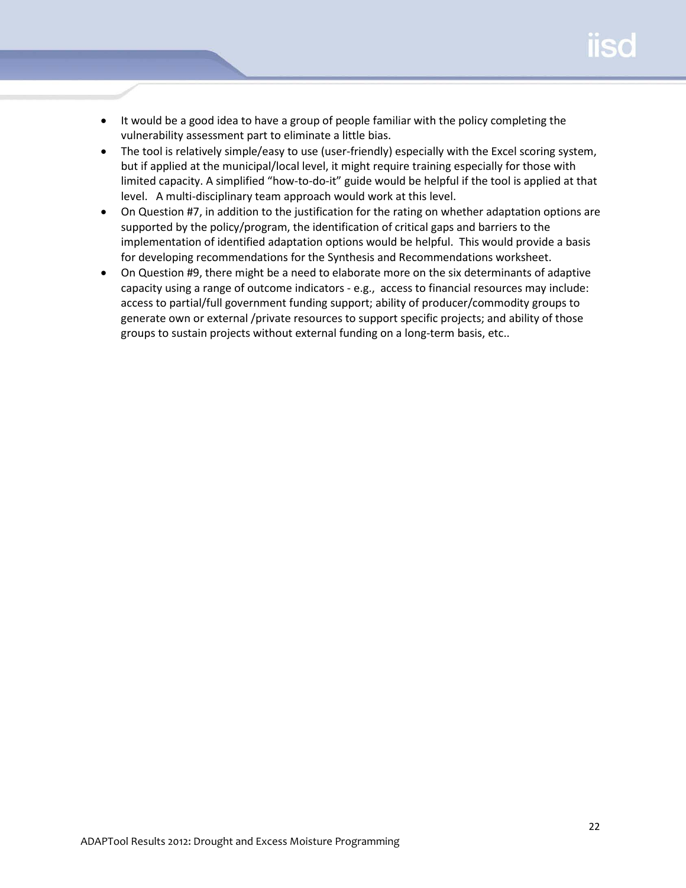- It would be a good idea to have a group of people familiar with the policy completing the vulnerability assessment part to eliminate a little bias.
- The tool is relatively simple/easy to use (user-friendly) especially with the Excel scoring system, but if applied at the municipal/local level, it might require training especially for those with limited capacity. A simplified "how-to-do-it" guide would be helpful if the tool is applied at that level. A multi-disciplinary team approach would work at this level.
- On Question #7, in addition to the justification for the rating on whether adaptation options are supported by the policy/program, the identification of critical gaps and barriers to the implementation of identified adaptation options would be helpful. This would provide a basis for developing recommendations for the Synthesis and Recommendations worksheet.
- On Question #9, there might be a need to elaborate more on the six determinants of adaptive capacity using a range of outcome indicators - e.g., access to financial resources may include: access to partial/full government funding support; ability of producer/commodity groups to generate own or external /private resources to support specific projects; and ability of those groups to sustain projects without external funding on a long-term basis, etc..